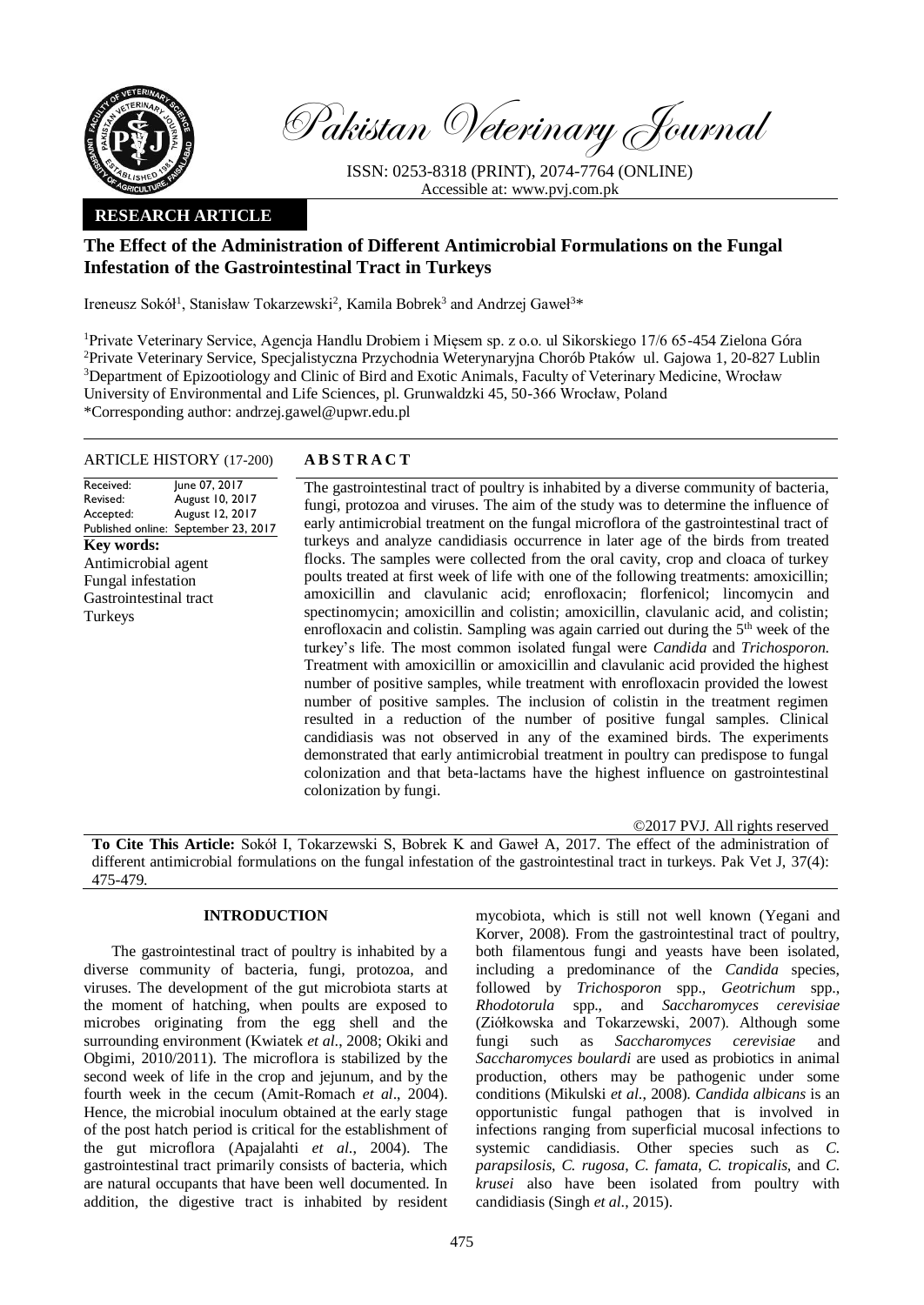Pakistan Veterinary Journal

ISSN: 0253-8318 (PRINT), 2074-7764 (ONLINE)
Accessible at: www.pvj.com.pk

**RESEARCH ARTICLE**

# The Effect of the Administration of Different Antimicrobial Formulations on the Fungal Infestation of the Gastrointestinal Tract in Turkeys

Ireneusz Sokół[1], Stanisław Tokarzewski[2], Kamila Bobrek[3] and Andrzej Gaweł[3]*

[1]Private Veterinary Service, Agencja Handlu Drobiem i Mięsem sp. z o.o. ul Sikorskiego 17/6 65-454 Zielona Góra
[2]Private Veterinary Service, Specjalistyczna Przychodnia Weterynaryjna Chorób Ptaków ul. Gajowa 1, 20-827 Lublin
[3]Department of Epizootiology and Clinic of Bird and Exotic Animals, Faculty of Veterinary Medicine, Wrocław University of Environmental and Life Sciences, pl. Grunwaldzki 45, 50-366 Wrocław, Poland
*Corresponding author: andrzej.gawel@upwr.edu.pl

**ARTICLE HISTORY** (17-200)

| | |
|---|---|
| Received: | June 07, 2017 |
| Revised: | August 10, 2017 |
| Accepted: | August 12, 2017 |
| Published online: | September 23, 2017 |

**Key words:**
Antimicrobial agent
Fungal infestation
Gastrointestinal tract
Turkeys

## ABSTRACT

The gastrointestinal tract of poultry is inhabited by a diverse community of bacteria, fungi, protozoa and viruses. The aim of the study was to determine the influence of early antimicrobial treatment on the fungal microflora of the gastrointestinal tract of turkeys and analyze candidiasis occurrence in later age of the birds from treated flocks. The samples were collected from the oral cavity, crop and cloaca of turkey poults treated at first week of life with one of the following treatments: amoxicillin; amoxicillin and clavulanic acid; enrofloxacin; florfenicol; lincomycin and spectinomycin; amoxicillin and colistin; amoxicillin, clavulanic acid, and colistin; enrofloxacin and colistin. Sampling was again carried out during the 5[th] week of the turkey's life. The most common isolated fungal were *Candida* and *Trichosporon.* Treatment with amoxicillin or amoxicillin and clavulanic acid provided the highest number of positive samples, while treatment with enrofloxacin provided the lowest number of positive samples. The inclusion of colistin in the treatment regimen resulted in a reduction of the number of positive fungal samples. Clinical candidiasis was not observed in any of the examined birds. The experiments demonstrated that early antimicrobial treatment in poultry can predispose to fungal colonization and that beta-lactams have the highest influence on gastrointestinal colonization by fungi.

©2017 PVJ. All rights reserved

**To Cite This Article:** Sokół I, Tokarzewski S, Bobrek K and Gaweł A, 2017. The effect of the administration of different antimicrobial formulations on the fungal infestation of the gastrointestinal tract in turkeys. Pak Vet J, 37(4): 475-479.

## INTRODUCTION

The gastrointestinal tract of poultry is inhabited by a diverse community of bacteria, fungi, protozoa, and viruses. The development of the gut microbiota starts at the moment of hatching, when poults are exposed to microbes originating from the egg shell and the surrounding environment (Kwiatek *et al*., 2008; Okiki and Obgimi, 2010/2011). The microflora is stabilized by the second week of life in the crop and jejunum, and by the fourth week in the cecum (Amit-Romach *et al*., 2004). Hence, the microbial inoculum obtained at the early stage of the post hatch period is critical for the establishment of the gut microflora (Apajalahti *et al*., 2004). The gastrointestinal tract primarily consists of bacteria, which are natural occupants that have been well documented. In addition, the digestive tract is inhabited by resident mycobiota, which is still not well known (Yegani and Korver, 2008). From the gastrointestinal tract of poultry, both filamentous fungi and yeasts have been isolated, including a predominance of the *Candida* species, followed by *Trichosporon* spp., *Geotrichum* spp., *Rhodotorula* spp., and *Saccharomyces cerevisiae* (Ziółkowska and Tokarzewski, 2007). Although some fungi such as *Saccharomyces cerevisiae* and *Saccharomyces boulardi* are used as probiotics in animal production, others may be pathogenic under some conditions (Mikulski *et al*., 2008). *Candida albicans* is an opportunistic fungal pathogen that is involved in infections ranging from superficial mucosal infections to systemic candidiasis. Other species such as *C. parapsilosis*, *C. rugosa*, *C. famata*, *C. tropicalis*, and *C. krusei* also have been isolated from poultry with candidiasis (Singh *et al*., 2015).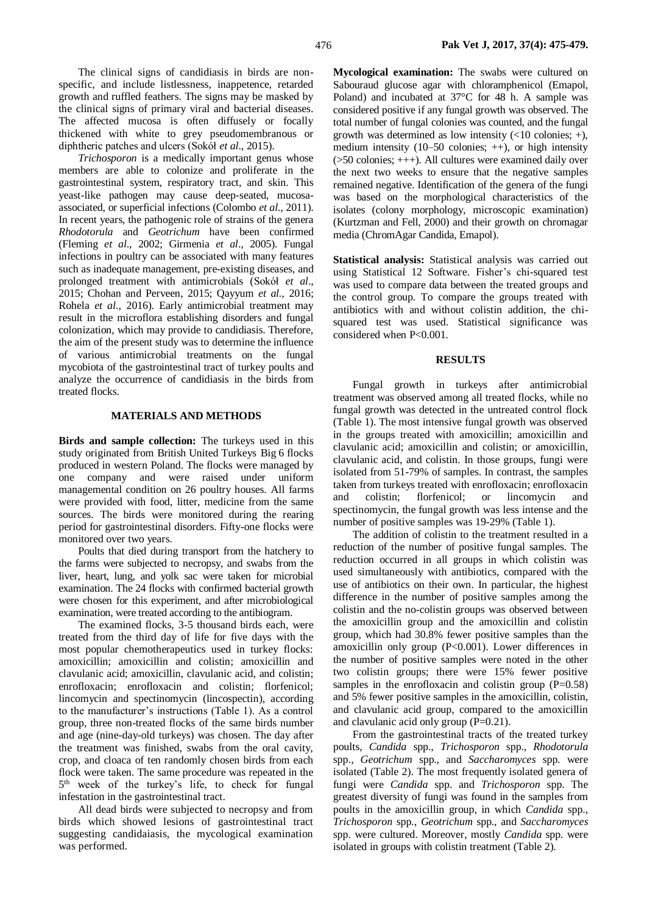The clinical signs of candidiasis in birds are non-specific, and include listlessness, inappetence, retarded growth and ruffled feathers. The signs may be masked by the clinical signs of primary viral and bacterial diseases. The affected mucosa is often diffusely or focally thickened with white to grey pseudomembranous or diphtheric patches and ulcers (Sokół *et al*., 2015).

*Trichosporon* is a medically important genus whose members are able to colonize and proliferate in the gastrointestinal system, respiratory tract, and skin. This yeast-like pathogen may cause deep-seated, mucosa-associated, or superficial infections (Colombo *et al*., 2011). In recent years, the pathogenic role of strains of the genera *Rhodotorula* and *Geotrichum* have been confirmed (Fleming *et al*., 2002; Girmenia *et al*., 2005). Fungal infections in poultry can be associated with many features such as inadequate management, pre-existing diseases, and prolonged treatment with antimicrobials (Sokół *et al*., 2015; Chohan and Perveen, 2015; Qayyum *et al.,* 2016; Rohela *et al.*, 2016). Early antimicrobial treatment may result in the microflora establishing disorders and fungal colonization, which may provide to candidiasis. Therefore, the aim of the present study was to determine the influence of various antimicrobial treatments on the fungal mycobiota of the gastrointestinal tract of turkey poults and analyze the occurrence of candidiasis in the birds from treated flocks.

## MATERIALS AND METHODS

**Birds and sample collection:** The turkeys used in this study originated from British United Turkeys Big 6 flocks produced in western Poland. The flocks were managed by one company and were raised under uniform managemental condition on 26 poultry houses. All farms were provided with food, litter, medicine from the same sources. The birds were monitored during the rearing period for gastrointestinal disorders. Fifty-one flocks were monitored over two years.

Poults that died during transport from the hatchery to the farms were subjected to necropsy, and swabs from the liver, heart, lung, and yolk sac were taken for microbial examination. The 24 flocks with confirmed bacterial growth were chosen for this experiment, and after microbiological examination, were treated according to the antibiogram.

The examined flocks, 3-5 thousand birds each, were treated from the third day of life for five days with the most popular chemotherapeutics used in turkey flocks: amoxicillin; amoxicillin and colistin; amoxicillin and clavulanic acid; amoxicillin, clavulanic acid, and colistin; enrofloxacin; enrofloxacin and colistin; florfenicol; lincomycin and spectinomycin (lincospectin), according to the manufacturer's instructions (Table 1). As a control group, three non-treated flocks of the same birds number and age (nine-day-old turkeys) was chosen. The day after the treatment was finished, swabs from the oral cavity, crop, and cloaca of ten randomly chosen birds from each flock were taken. The same procedure was repeated in the 5th week of the turkey's life, to check for fungal infestation in the gastrointestinal tract.

All dead birds were subjected to necropsy and from birds which showed lesions of gastrointestinal tract suggesting candidaiasis, the mycological examination was performed.

**Mycological examination:** The swabs were cultured on Sabouraud glucose agar with chloramphenicol (Emapol, Poland) and incubated at 37°C for 48 h. A sample was considered positive if any fungal growth was observed. The total number of fungal colonies was counted, and the fungal growth was determined as low intensity (<10 colonies; +), medium intensity (10–50 colonies; ++), or high intensity (>50 colonies; +++). All cultures were examined daily over the next two weeks to ensure that the negative samples remained negative. Identification of the genera of the fungi was based on the morphological characteristics of the isolates (colony morphology, microscopic examination) (Kurtzman and Fell, 2000) and their growth on chromagar media (ChromAgar Candida, Emapol).

**Statistical analysis:** Statistical analysis was carried out using Statistical 12 Software. Fisher's chi-squared test was used to compare data between the treated groups and the control group. To compare the groups treated with antibiotics with and without colistin addition, the chi-squared test was used. Statistical significance was considered when P<0.001.

## RESULTS

Fungal growth in turkeys after antimicrobial treatment was observed among all treated flocks, while no fungal growth was detected in the untreated control flock (Table 1). The most intensive fungal growth was observed in the groups treated with amoxicillin; amoxicillin and clavulanic acid; amoxicillin and colistin; or amoxicillin, clavulanic acid, and colistin. In those groups, fungi were isolated from 51-79% of samples. In contrast, the samples taken from turkeys treated with enrofloxacin; enrofloxacin and colistin; florfenicol; or lincomycin and spectinomycin, the fungal growth was less intense and the number of positive samples was 19-29% (Table 1).

The addition of colistin to the treatment resulted in a reduction of the number of positive fungal samples. The reduction occurred in all groups in which colistin was used simultaneously with antibiotics, compared with the use of antibiotics on their own. In particular, the highest difference in the number of positive samples among the colistin and the no-colistin groups was observed between the amoxicillin group and the amoxicillin and colistin group, which had 30.8% fewer positive samples than the amoxicillin only group (P<0.001). Lower differences in the number of positive samples were noted in the other two colistin groups; there were 15% fewer positive samples in the enrofloxacin and colistin group (P=0.58) and 5% fewer positive samples in the amoxicillin, colistin, and clavulanic acid group, compared to the amoxicillin and clavulanic acid only group (P=0.21).

From the gastrointestinal tracts of the treated turkey poults, *Candida* spp., *Trichosporon* spp., *Rhodotorula* spp., *Geotrichum* spp., and *Saccharomyces* spp. were isolated (Table 2). The most frequently isolated genera of fungi were *Candida* spp. and *Trichosporon* spp. The greatest diversity of fungi was found in the samples from poults in the amoxicillin group, in which *Candida* spp., *Trichosporon* spp., *Geotrichum* spp., and *Saccharomyces* spp. were cultured. Moreover, mostly *Candida* spp. were isolated in groups with colistin treatment (Table 2).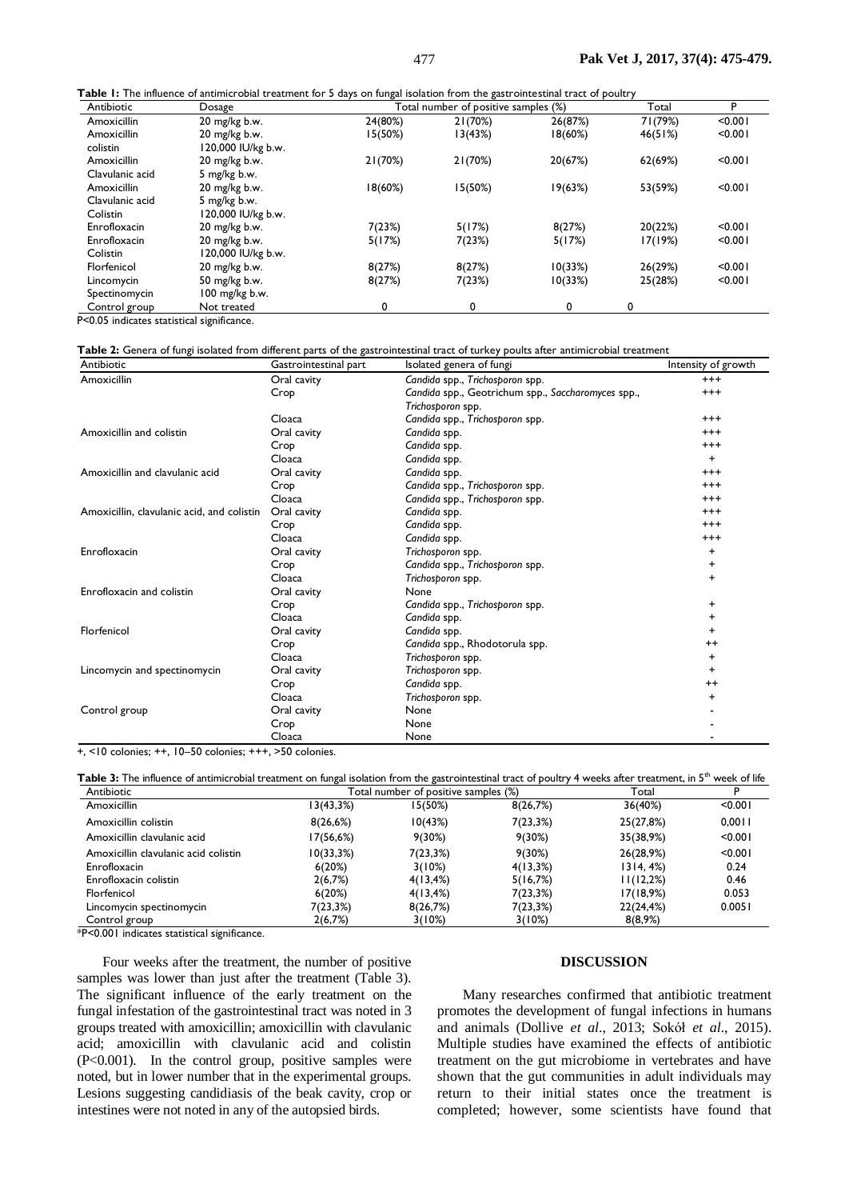**Table 1:** The influence of antimicrobial treatment for 5 days on fungal isolation from the gastrointestinal tract of poultry

| Antibiotic | Dosage | Total number of positive samples (%) | | | Total | P |
|---|---|---|---|---|---|---|
| Amoxicillin | 20 mg/kg b.w. | 24(80%) | 21(70%) | 26(87%) | 71(79%) | <0.001 |
| Amoxicillin<br>colistin | 20 mg/kg b.w.<br>120,000 IU/kg b.w. | 15(50%) | 13(43%) | 18(60%) | 46(51%) | <0.001 |
| Amoxicillin<br>Clavulanic acid | 20 mg/kg b.w.<br>5 mg/kg b.w. | 21(70%) | 21(70%) | 20(67%) | 62(69%) | <0.001 |
| Amoxicillin<br>Clavulanic acid<br>Colistin | 20 mg/kg b.w.<br>5 mg/kg b.w.<br>120,000 IU/kg b.w. | 18(60%) | 15(50%) | 19(63%) | 53(59%) | <0.001 |
| Enrofloxacin | 20 mg/kg b.w. | 7(23%) | 5(17%) | 8(27%) | 20(22%) | <0.001 |
| Enrofloxacin<br>Colistin | 20 mg/kg b.w.<br>120,000 IU/kg b.w. | 5(17%) | 7(23%) | 5(17%) | 17(19%) | <0.001 |
| Florfenicol | 20 mg/kg b.w. | 8(27%) | 8(27%) | 10(33%) | 26(29%) | <0.001 |
| Lincomycin<br>Spectinomycin | 50 mg/kg b.w.<br>100 mg/kg b.w. | 8(27%) | 7(23%) | 10(33%) | 25(28%) | <0.001 |
| Control group | Not treated | 0 | 0 | 0 | 0 | |

P<0.05 indicates statistical significance.

**Table 2:** Genera of fungi isolated from different parts of the gastrointestinal tract of turkey poults after antimicrobial treatment

| Antibiotic | Gastrointestinal part | Isolated genera of fungi | Intensity of growth |
|---|---|---|---|
| Amoxicillin | Oral cavity | *Candida* spp., *Trichosporon* spp. | +++ |
| | Crop | *Candida* spp., Geotrichum spp., *Saccharomyces* spp., *Trichosporon* spp. | +++ |
| | Cloaca | *Candida* spp., *Trichosporon* spp. | +++ |
| Amoxicillin and colistin | Oral cavity | *Candida* spp. | +++ |
| | Crop | *Candida* spp. | +++ |
| | Cloaca | *Candida* spp. | + |
| Amoxicillin and clavulanic acid | Oral cavity | *Candida* spp. | +++ |
| | Crop | *Candida* spp., *Trichosporon* spp. | +++ |
| | Cloaca | *Candida* spp., *Trichosporon* spp. | +++ |
| Amoxicillin, clavulanic acid, and colistin | Oral cavity | *Candida* spp. | +++ |
| | Crop | *Candida* spp. | +++ |
| | Cloaca | *Candida* spp. | +++ |
| Enrofloxacin | Oral cavity | *Trichosporon* spp. | + |
| | Crop | *Candida* spp., *Trichosporon* spp. | + |
| | Cloaca | *Trichosporon* spp. | + |
| Enrofloxacin and colistin | Oral cavity | None | |
| | Crop | *Candida* spp., *Trichosporon* spp. | + |
| | Cloaca | *Candida* spp. | + |
| Florfenicol | Oral cavity | *Candida* spp. | + |
| | Crop | *Candida* spp., Rhodotorula spp. | ++ |
| | Cloaca | *Trichosporon* spp. | + |
| Lincomycin and spectinomycin | Oral cavity | *Trichosporon* spp. | + |
| | Crop | *Candida* spp. | ++ |
| | Cloaca | *Trichosporon* spp. | + |
| Control group | Oral cavity | None | - |
| | Crop | None | - |
| | Cloaca | None | - |

+, <10 colonies; ++, 10–50 colonies; +++, >50 colonies.

**Table 3:** The influence of antimicrobial treatment on fungal isolation from the gastrointestinal tract of poultry 4 weeks after treatment, in 5th week of life

| Antibiotic | Total number of positive samples (%) | | | Total | P |
|---|---|---|---|---|---|
| Amoxicillin | 13(43,3%) | 15(50%) | 8(26,7%) | 36(40%) | <0.001 |
| Amoxicillin colistin | 8(26,6%) | 10(43%) | 7(23,3%) | 25(27,8%) | 0,0011 |
| Amoxicillin clavulanic acid | 17(56,6%) | 9(30%) | 9(30%) | 35(38,9%) | <0.001 |
| Amoxicillin clavulanic acid colistin | 10(33,3%) | 7(23,3%) | 9(30%) | 26(28,9%) | <0.001 |
| Enrofloxacin | 6(20%) | 3(10%) | 4(13,3%) | 1314, 4%) | 0.24 |
| Enrofloxacin colistin | 2(6,7%) | 4(13,4%) | 5(16,7%) | 11(12,2%) | 0.46 |
| Florfenicol | 6(20%) | 4(13,4%) | 7(23,3%) | 17(18,9%) | 0.053 |
| Lincomycin spectinomycin | 7(23,3%) | 8(26,7%) | 7(23,3%) | 22(24,4%) | 0.0051 |
| Control group | 2(6,7%) | 3(10%) | 3(10%) | 8(8,9%) | |

*P<0.001 indicates statistical significance.

Four weeks after the treatment, the number of positive samples was lower than just after the treatment (Table 3). The significant influence of the early treatment on the fungal infestation of the gastrointestinal tract was noted in 3 groups treated with amoxicillin; amoxicillin with clavulanic acid; amoxicillin with clavulanic acid and colistin (P<0.001). In the control group, positive samples were noted, but in lower number that in the experimental groups. Lesions suggesting candidiasis of the beak cavity, crop or intestines were not noted in any of the autopsied birds.

## DISCUSSION

Many researches confirmed that antibiotic treatment promotes the development of fungal infections in humans and animals (Dollive *et al*., 2013; Sokół *et al*., 2015). Multiple studies have examined the effects of antibiotic treatment on the gut microbiome in vertebrates and have shown that the gut communities in adult individuals may return to their initial states once the treatment is completed; however, some scientists have found that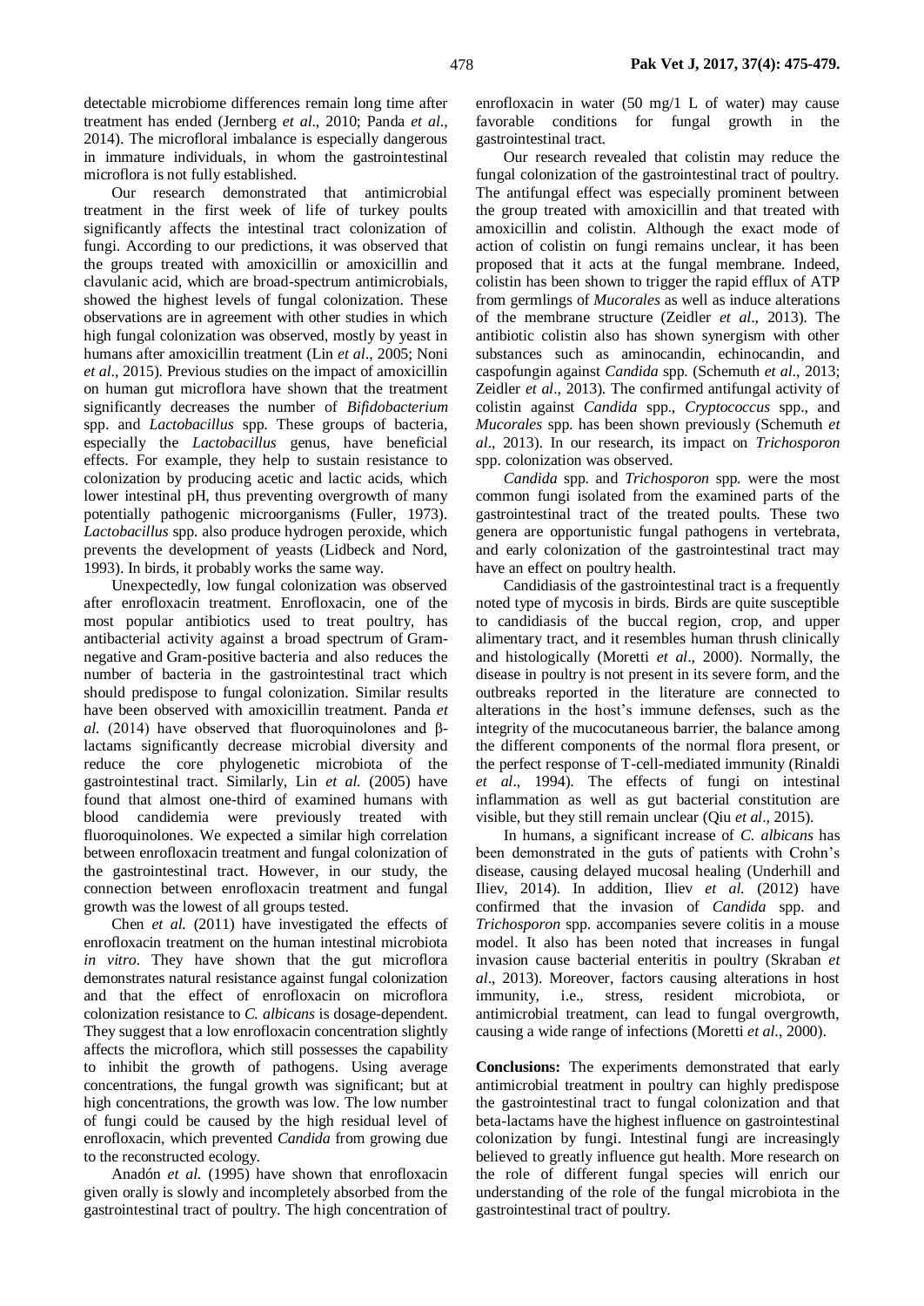detectable microbiome differences remain long time after treatment has ended (Jernberg *et al*., 2010; Panda *et al*., 2014). The microfloral imbalance is especially dangerous in immature individuals, in whom the gastrointestinal microflora is not fully established.

Our research demonstrated that antimicrobial treatment in the first week of life of turkey poults significantly affects the intestinal tract colonization of fungi. According to our predictions, it was observed that the groups treated with amoxicillin or amoxicillin and clavulanic acid, which are broad-spectrum antimicrobials, showed the highest levels of fungal colonization. These observations are in agreement with other studies in which high fungal colonization was observed, mostly by yeast in humans after amoxicillin treatment (Lin *et al*., 2005; Noni *et al*., 2015). Previous studies on the impact of amoxicillin on human gut microflora have shown that the treatment significantly decreases the number of *Bifidobacterium* spp. and *Lactobacillus* spp. These groups of bacteria, especially the *Lactobacillus* genus, have beneficial effects. For example, they help to sustain resistance to colonization by producing acetic and lactic acids, which lower intestinal pH, thus preventing overgrowth of many potentially pathogenic microorganisms (Fuller, 1973). *Lactobacillus* spp. also produce hydrogen peroxide, which prevents the development of yeasts (Lidbeck and Nord, 1993). In birds, it probably works the same way.

Unexpectedly, low fungal colonization was observed after enrofloxacin treatment. Enrofloxacin, one of the most popular antibiotics used to treat poultry, has antibacterial activity against a broad spectrum of Gram-negative and Gram-positive bacteria and also reduces the number of bacteria in the gastrointestinal tract which should predispose to fungal colonization. Similar results have been observed with amoxicillin treatment. Panda *et al.* (2014) have observed that fluoroquinolones and β-lactams significantly decrease microbial diversity and reduce the core phylogenetic microbiota of the gastrointestinal tract. Similarly, Lin *et al.* (2005) have found that almost one-third of examined humans with blood candidemia were previously treated with fluoroquinolones. We expected a similar high correlation between enrofloxacin treatment and fungal colonization of the gastrointestinal tract. However, in our study, the connection between enrofloxacin treatment and fungal growth was the lowest of all groups tested.

Chen *et al.* (2011) have investigated the effects of enrofloxacin treatment on the human intestinal microbiota *in vitro*. They have shown that the gut microflora demonstrates natural resistance against fungal colonization and that the effect of enrofloxacin on microflora colonization resistance to *C. albicans* is dosage-dependent. They suggest that a low enrofloxacin concentration slightly affects the microflora, which still possesses the capability to inhibit the growth of pathogens. Using average concentrations, the fungal growth was significant; but at high concentrations, the growth was low. The low number of fungi could be caused by the high residual level of enrofloxacin, which prevented *Candida* from growing due to the reconstructed ecology.

Anadón *et al.* (1995) have shown that enrofloxacin given orally is slowly and incompletely absorbed from the gastrointestinal tract of poultry. The high concentration of enrofloxacin in water (50 mg/1 L of water) may cause favorable conditions for fungal growth in the gastrointestinal tract.

Our research revealed that colistin may reduce the fungal colonization of the gastrointestinal tract of poultry. The antifungal effect was especially prominent between the group treated with amoxicillin and that treated with amoxicillin and colistin. Although the exact mode of action of colistin on fungi remains unclear, it has been proposed that it acts at the fungal membrane. Indeed, colistin has been shown to trigger the rapid efflux of ATP from germlings of *Mucorales* as well as induce alterations of the membrane structure (Zeidler *et al*., 2013). The antibiotic colistin also has shown synergism with other substances such as aminocandin, echinocandin, and caspofungin against *Candida* spp. (Schemuth *et al*., 2013; Zeidler *et al*., 2013). The confirmed antifungal activity of colistin against *Candida* spp., *Cryptococcus* spp., and *Mucorales* spp. has been shown previously (Schemuth *et al*., 2013). In our research, its impact on *Trichosporon* spp. colonization was observed.

*Candida* spp. and *Trichosporon* spp. were the most common fungi isolated from the examined parts of the gastrointestinal tract of the treated poults. These two genera are opportunistic fungal pathogens in vertebrata, and early colonization of the gastrointestinal tract may have an effect on poultry health.

Candidiasis of the gastrointestinal tract is a frequently noted type of mycosis in birds. Birds are quite susceptible to candidiasis of the buccal region, crop, and upper alimentary tract, and it resembles human thrush clinically and histologically (Moretti *et al*., 2000). Normally, the disease in poultry is not present in its severe form, and the outbreaks reported in the literature are connected to alterations in the host's immune defenses, such as the integrity of the mucocutaneous barrier, the balance among the different components of the normal flora present, or the perfect response of T-cell-mediated immunity (Rinaldi *et al*., 1994). The effects of fungi on intestinal inflammation as well as gut bacterial constitution are visible, but they still remain unclear (Qiu *et al*., 2015).

In humans, a significant increase of *C. albicans* has been demonstrated in the guts of patients with Crohn's disease, causing delayed mucosal healing (Underhill and Iliev, 2014). In addition, Iliev *et al.* (2012) have confirmed that the invasion of *Candida* spp. and *Trichosporon* spp. accompanies severe colitis in a mouse model. It also has been noted that increases in fungal invasion cause bacterial enteritis in poultry (Skraban *et al*., 2013). Moreover, factors causing alterations in host immunity, i.e., stress, resident microbiota, or antimicrobial treatment, can lead to fungal overgrowth, causing a wide range of infections (Moretti *et al*., 2000).

**Conclusions:** The experiments demonstrated that early antimicrobial treatment in poultry can highly predispose the gastrointestinal tract to fungal colonization and that beta-lactams have the highest influence on gastrointestinal colonization by fungi. Intestinal fungi are increasingly believed to greatly influence gut health. More research on the role of different fungal species will enrich our understanding of the role of the fungal microbiota in the gastrointestinal tract of poultry.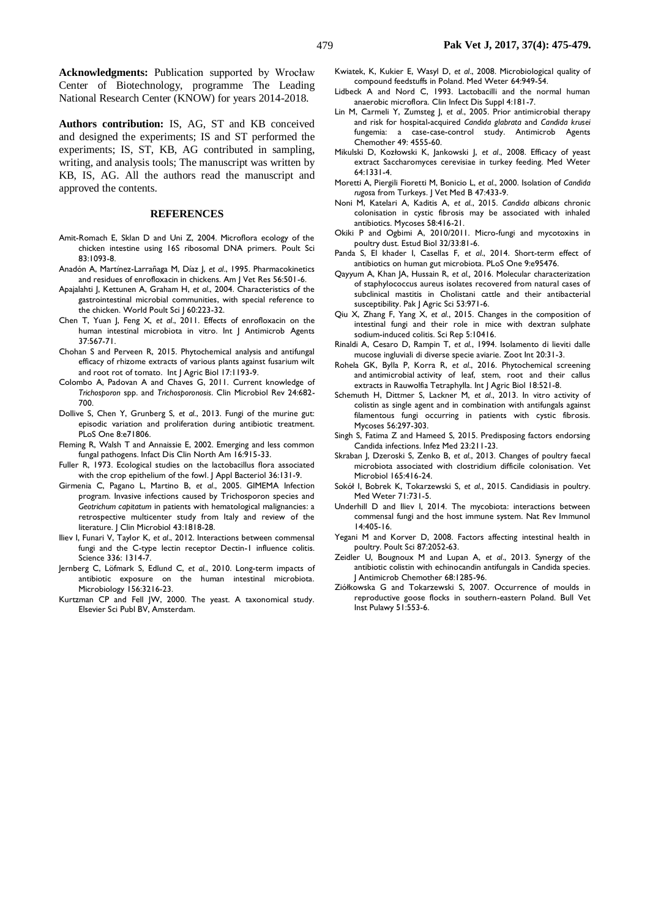**Acknowledgments:** Publication supported by Wrocław Center of Biotechnology, programme The Leading National Research Center (KNOW) for years 2014-2018.

**Authors contribution:** IS, AG, ST and KB conceived and designed the experiments; IS and ST performed the experiments; IS, ST, KB, AG contributed in sampling, writing, and analysis tools; The manuscript was written by KB, IS, AG. All the authors read the manuscript and approved the contents.

## REFERENCES

Amit-Romach E, Sklan D and Uni Z, 2004. Microflora ecology of the chicken intestine using 16S ribosomal DNA primers. Poult Sci 83:1093-8.

Anadón A, Martínez-Larrañaga M, Díaz J, *et al*., 1995. Pharmacokinetics and residues of enrofloxacin in chickens. Am J Vet Res 56:501-6.

Apajalahti J, Kettunen A, Graham H, *et al*., 2004. Characteristics of the gastrointestinal microbial communities, with special reference to the chicken. World Poult Sci J 60:223-32.

Chen T, Yuan J, Feng X, *et al*., 2011. Effects of enrofloxacin on the human intestinal microbiota in vitro. Int J Antimicrob Agents 37:567-71.

Chohan S and Perveen R, 2015. Phytochemical analysis and antifungal efficacy of rhizome extracts of various plants against fusarium wilt and root rot of tomato. Int J Agric Biol 17:1193-9.

Colombo A, Padovan A and Chaves G, 2011. Current knowledge of *Trichosporon* spp. and *Trichosporonosis*. Clin Microbiol Rev 24:682-700.

Dollive S, Chen Y, Grunberg S, *et al*., 2013. Fungi of the murine gut: episodic variation and proliferation during antibiotic treatment. PLoS One 8:e71806.

Fleming R, Walsh T and Annaissie E, 2002. Emerging and less common fungal pathogens. Infact Dis Clin North Am 16:915-33.

Fuller R, 1973. Ecological studies on the lactobacillus flora associated with the crop epithelium of the fowl. J Appl Bacteriol 36:131-9.

Girmenia C, Pagano L, Martino B, *et al*., 2005. GIMEMA Infection program. Invasive infections caused by Trichosporon species and *Geotrichum capitatum* in patients with hematological malignancies: a retrospective multicenter study from Italy and review of the literature. J Clin Microbiol 43:1818-28.

Iliev I, Funari V, Taylor K, *et al*., 2012. Interactions between commensal fungi and the C-type lectin receptor Dectin-1 influence colitis. Science 336: 1314-7.

Jernberg C, Löfmark S, Edlund C, *et al*., 2010. Long-term impacts of antibiotic exposure on the human intestinal microbiota. Microbiology 156:3216-23.

Kurtzman CP and Fell JW, 2000. The yeast. A taxonomical study. Elsevier Sci Publ BV, Amsterdam.

Kwiatek, K, Kukier E, Wasyl D, *et al*., 2008. Microbiological quality of compound feedstuffs in Poland. Med Weter 64:949-54.

Lidbeck A and Nord C, 1993. Lactobacilli and the normal human anaerobic microflora. Clin Infect Dis Suppl 4:181-7.

Lin M, Carmeli Y, Zumsteg J, *et al*., 2005. Prior antimicrobial therapy and risk for hospital-acquired *Candida glabrata* and *Candida krusei* fungemia: a case-case-control study. Antimicrob Agents Chemother 49: 4555-60.

Mikulski D, Kozłowski K, Jankowski J, *et al*., 2008. Efficacy of yeast extract Saccharomyces cerevisiae in turkey feeding. Med Weter 64:1331-4.

Moretti A, Piergili Fioretti M, Bonicio L, *et al*., 2000. Isolation of *Candida rugosa* from Turkeys. J Vet Med B 47:433-9.

Noni M, Katelari A, Kaditis A, *et al*., 2015. *Candida albicans* chronic colonisation in cystic fibrosis may be associated with inhaled antibiotics. Mycoses 58:416-21.

Okiki P and Ogbimi A, 2010/2011. Micro-fungi and mycotoxins in poultry dust. Estud Biol 32/33:81-6.

Panda S, El khader I, Casellas F, *et al*., 2014. Short-term effect of antibiotics on human gut microbiota. PLoS One 9:e95476.

Qayyum A, Khan JA, Hussain R, *et al.,* 2016. Molecular characterization of staphylococcus aureus isolates recovered from natural cases of subclinical mastitis in Cholistani cattle and their antibacterial susceptibility. Pak J Agric Sci 53:971-6.

Qiu X, Zhang F, Yang X, *et al*., 2015. Changes in the composition of intestinal fungi and their role in mice with dextran sulphate sodium-induced colitis. Sci Rep 5:10416.

Rinaldi A, Cesaro D, Rampin T, *et al*., 1994. Isolamento di lieviti dalle mucose ingluviali di diverse specie aviarie. Zoot Int 20:31-3.

Rohela GK, Bylla P, Korra R, *et al*., 2016. Phytochemical screening and antimicrobial activity of leaf, stem, root and their callus extracts in Rauwolfia Tetraphylla. Int J Agric Biol 18:521-8.

Schemuth H, Dittmer S, Lackner M, *et al*., 2013. In vitro activity of colistin as single agent and in combination with antifungals against filamentous fungi occurring in patients with cystic fibrosis. Mycoses 56:297-303.

Singh S, Fatima Z and Hameed S, 2015. Predisposing factors endorsing Candida infections. Infez Med 23:211-23.

Skraban J, Dzeroski S, Zenko B, *et al*., 2013. Changes of poultry faecal microbiota associated with clostridium difficile colonisation. Vet Microbiol 165:416-24.

Sokół I, Bobrek K, Tokarzewski S, *et al*., 2015. Candidiasis in poultry. Med Weter 71:731-5.

Underhill D and Iliev I, 2014. The mycobiota: interactions between commensal fungi and the host immune system. Nat Rev Immunol 14:405-16.

Yegani M and Korver D, 2008. Factors affecting intestinal health in poultry. Poult Sci 87:2052-63.

Zeidler U, Bougnoux M and Lupan A, *et al*., 2013. Synergy of the antibiotic colistin with echinocandin antifungals in Candida species. J Antimicrob Chemother 68:1285-96.

Ziółkowska G and Tokarzewski S, 2007. Occurrence of moulds in reproductive goose flocks in southern-eastern Poland. Bull Vet Inst Pulawy 51:553-6.